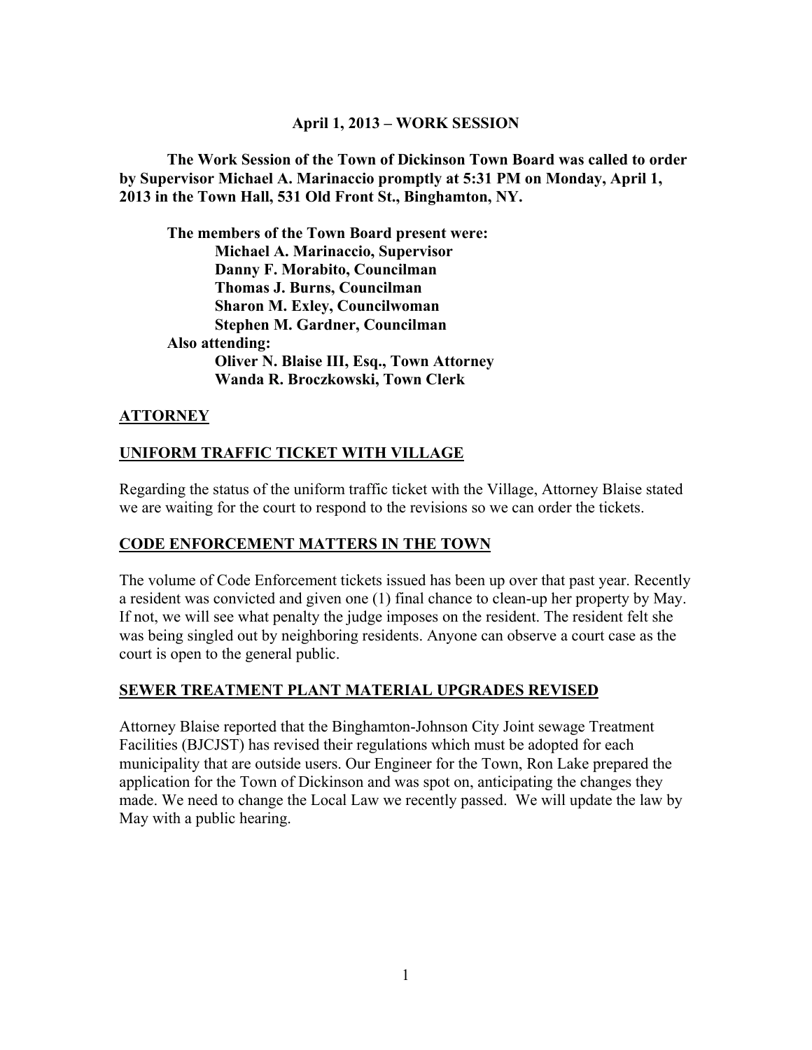**April 1, 2013 – WORK SESSION**

**The Work Session of the Town of Dickinson Town Board was called to order by Supervisor Michael A. Marinaccio promptly at 5:31 PM on Monday, April 1, 2013 in the Town Hall, 531 Old Front St., Binghamton, NY.**

**The members of the Town Board present were:**
**Michael A. Marinaccio, Supervisor**
**Danny F. Morabito, Councilman**
**Thomas J. Burns, Councilman**
**Sharon M. Exley, Councilwoman**
**Stephen M. Gardner, Councilman**

**Also attending:**
**Oliver N. Blaise III, Esq., Town Attorney**
**Wanda R. Broczkowski, Town Clerk**

## ATTORNEY

## UNIFORM TRAFFIC TICKET WITH VILLAGE

Regarding the status of the uniform traffic ticket with the Village, Attorney Blaise stated we are waiting for the court to respond to the revisions so we can order the tickets.

## CODE ENFORCEMENT MATTERS IN THE TOWN

The volume of Code Enforcement tickets issued has been up over that past year. Recently a resident was convicted and given one (1) final chance to clean-up her property by May. If not, we will see what penalty the judge imposes on the resident. The resident felt she was being singled out by neighboring residents. Anyone can observe a court case as the court is open to the general public.

## SEWER TREATMENT PLANT MATERIAL UPGRADES REVISED

Attorney Blaise reported that the Binghamton-Johnson City Joint sewage Treatment Facilities (BJCJST) has revised their regulations which must be adopted for each municipality that are outside users. Our Engineer for the Town, Ron Lake prepared the application for the Town of Dickinson and was spot on, anticipating the changes they made. We need to change the Local Law we recently passed. We will update the law by May with a public hearing.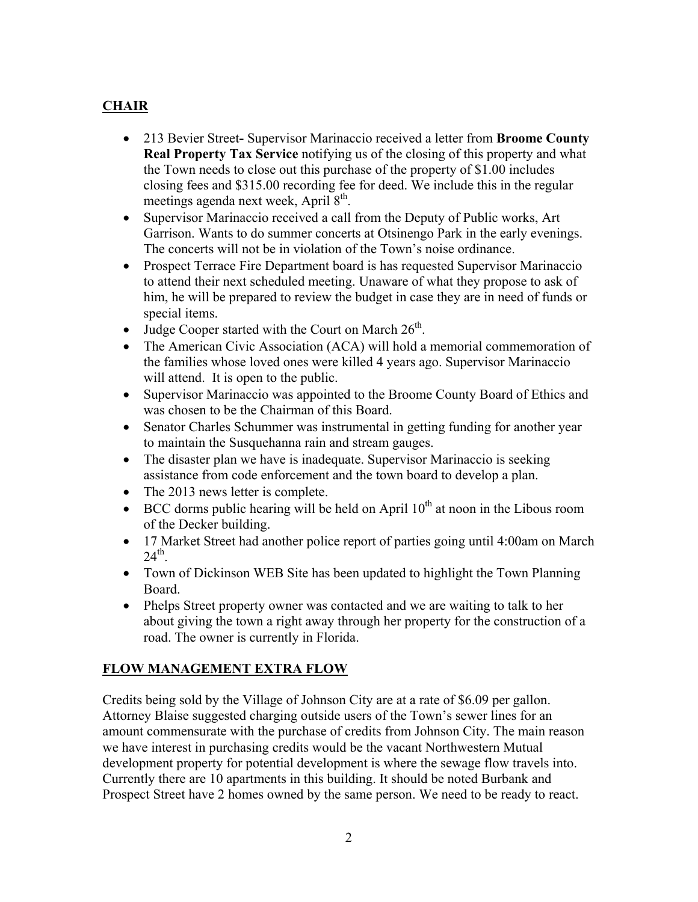## CHAIR

- 213 Bevier Street**-** Supervisor Marinaccio received a letter from **Broome County Real Property Tax Service** notifying us of the closing of this property and what the Town needs to close out this purchase of the property of $1.00 includes closing fees and $315.00 recording fee for deed. We include this in the regular meetings agenda next week, April 8th.
- Supervisor Marinaccio received a call from the Deputy of Public works, Art Garrison. Wants to do summer concerts at Otsinengo Park in the early evenings. The concerts will not be in violation of the Town's noise ordinance.
- Prospect Terrace Fire Department board is has requested Supervisor Marinaccio to attend their next scheduled meeting. Unaware of what they propose to ask of him, he will be prepared to review the budget in case they are in need of funds or special items.
- Judge Cooper started with the Court on March 26th.
- The American Civic Association (ACA) will hold a memorial commemoration of the families whose loved ones were killed 4 years ago. Supervisor Marinaccio will attend. It is open to the public.
- Supervisor Marinaccio was appointed to the Broome County Board of Ethics and was chosen to be the Chairman of this Board.
- Senator Charles Schummer was instrumental in getting funding for another year to maintain the Susquehanna rain and stream gauges.
- The disaster plan we have is inadequate. Supervisor Marinaccio is seeking assistance from code enforcement and the town board to develop a plan.
- The 2013 news letter is complete.
- BCC dorms public hearing will be held on April 10th at noon in the Libous room of the Decker building.
- 17 Market Street had another police report of parties going until 4:00am on March 24th.
- Town of Dickinson WEB Site has been updated to highlight the Town Planning Board.
- Phelps Street property owner was contacted and we are waiting to talk to her about giving the town a right away through her property for the construction of a road. The owner is currently in Florida.

## FLOW MANAGEMENT EXTRA FLOW

Credits being sold by the Village of Johnson City are at a rate of $6.09 per gallon. Attorney Blaise suggested charging outside users of the Town's sewer lines for an amount commensurate with the purchase of credits from Johnson City. The main reason we have interest in purchasing credits would be the vacant Northwestern Mutual development property for potential development is where the sewage flow travels into. Currently there are 10 apartments in this building. It should be noted Burbank and Prospect Street have 2 homes owned by the same person. We need to be ready to react.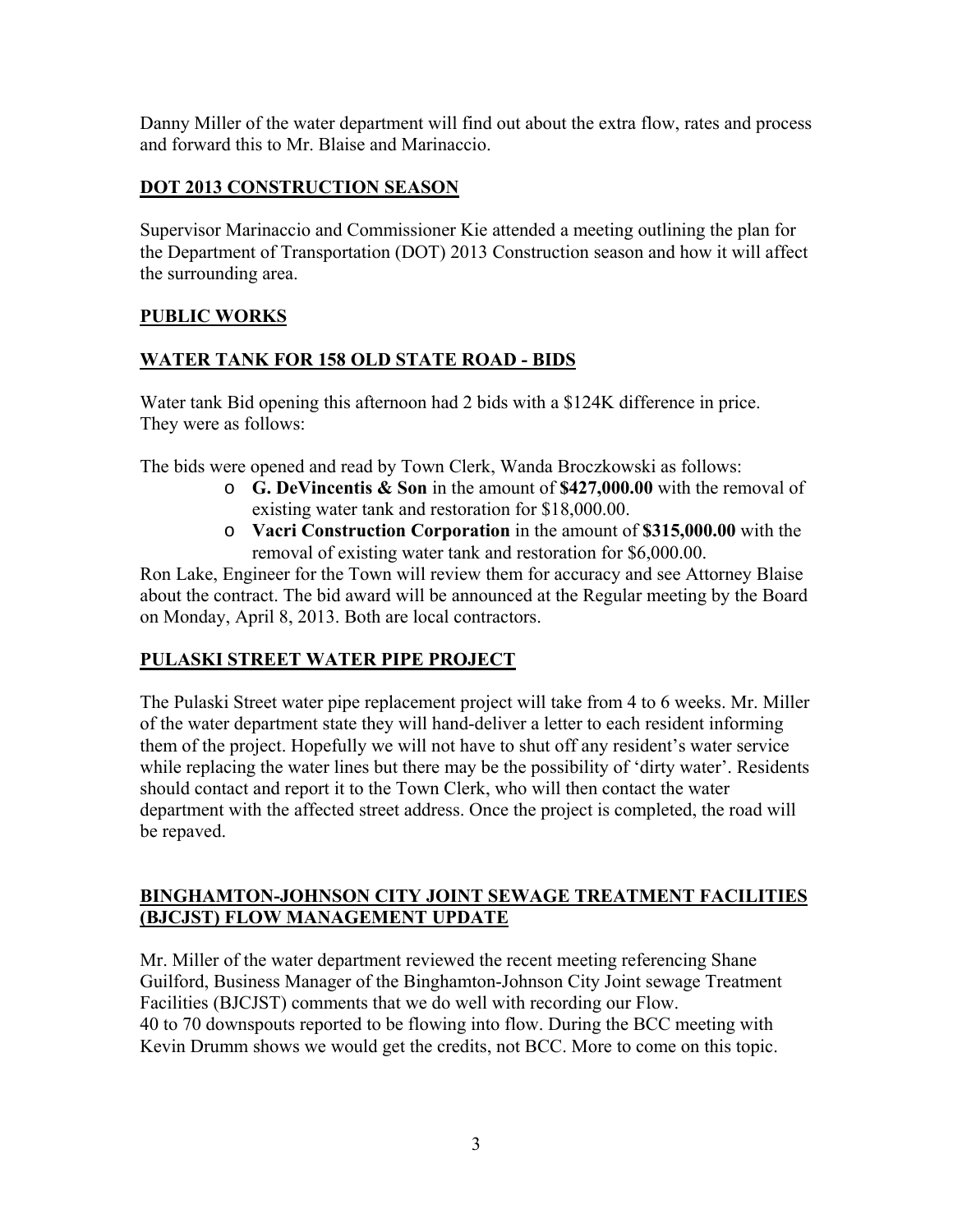Danny Miller of the water department will find out about the extra flow, rates and process and forward this to Mr. Blaise and Marinaccio.

## DOT 2013 CONSTRUCTION SEASON

Supervisor Marinaccio and Commissioner Kie attended a meeting outlining the plan for the Department of Transportation (DOT) 2013 Construction season and how it will affect the surrounding area.

## PUBLIC WORKS

## WATER TANK FOR 158 OLD STATE ROAD - BIDS

Water tank Bid opening this afternoon had 2 bids with a $124K difference in price. They were as follows:

The bids were opened and read by Town Clerk, Wanda Broczkowski as follows:

- **G. DeVincentis & Son** in the amount of **$427,000.00** with the removal of existing water tank and restoration for $18,000.00.
- **Vacri Construction Corporation** in the amount of **$315,000.00** with the removal of existing water tank and restoration for $6,000.00.

Ron Lake, Engineer for the Town will review them for accuracy and see Attorney Blaise about the contract. The bid award will be announced at the Regular meeting by the Board on Monday, April 8, 2013. Both are local contractors.

## PULASKI STREET WATER PIPE PROJECT

The Pulaski Street water pipe replacement project will take from 4 to 6 weeks. Mr. Miller of the water department state they will hand-deliver a letter to each resident informing them of the project. Hopefully we will not have to shut off any resident's water service while replacing the water lines but there may be the possibility of 'dirty water'. Residents should contact and report it to the Town Clerk, who will then contact the water department with the affected street address. Once the project is completed, the road will be repaved.

## BINGHAMTON-JOHNSON CITY JOINT SEWAGE TREATMENT FACILITIES (BJCJST) FLOW MANAGEMENT UPDATE

Mr. Miller of the water department reviewed the recent meeting referencing Shane Guilford, Business Manager of the Binghamton-Johnson City Joint sewage Treatment Facilities (BJCJST) comments that we do well with recording our Flow.
40 to 70 downspouts reported to be flowing into flow. During the BCC meeting with Kevin Drumm shows we would get the credits, not BCC. More to come on this topic.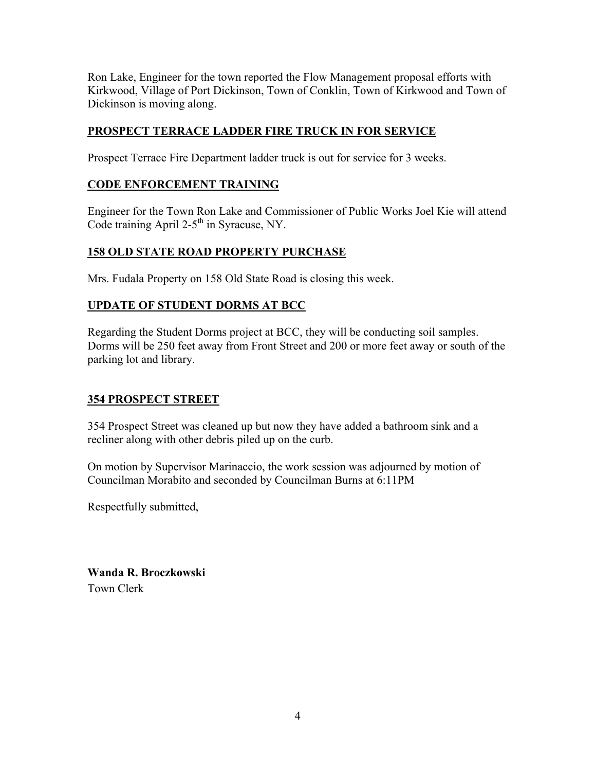Ron Lake, Engineer for the town reported the Flow Management proposal efforts with Kirkwood, Village of Port Dickinson, Town of Conklin, Town of Kirkwood and Town of Dickinson is moving along.

## PROSPECT TERRACE LADDER FIRE TRUCK IN FOR SERVICE

Prospect Terrace Fire Department ladder truck is out for service for 3 weeks.

## CODE ENFORCEMENT TRAINING

Engineer for the Town Ron Lake and Commissioner of Public Works Joel Kie will attend Code training April 2-5th in Syracuse, NY.

## 158 OLD STATE ROAD PROPERTY PURCHASE

Mrs. Fudala Property on 158 Old State Road is closing this week.

## UPDATE OF STUDENT DORMS AT BCC

Regarding the Student Dorms project at BCC, they will be conducting soil samples. Dorms will be 250 feet away from Front Street and 200 or more feet away or south of the parking lot and library.

## 354 PROSPECT STREET

354 Prospect Street was cleaned up but now they have added a bathroom sink and a recliner along with other debris piled up on the curb.

On motion by Supervisor Marinaccio, the work session was adjourned by motion of Councilman Morabito and seconded by Councilman Burns at 6:11PM

Respectfully submitted,

**Wanda R. Broczkowski**
Town Clerk